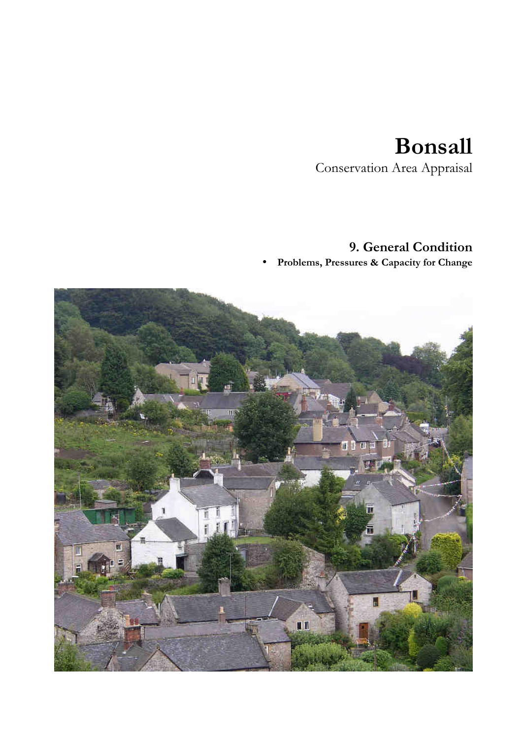# Bonsall

Conservation Area Appraisal

## 9. General Condition

- **Problems, Pressures & Capacity for Change**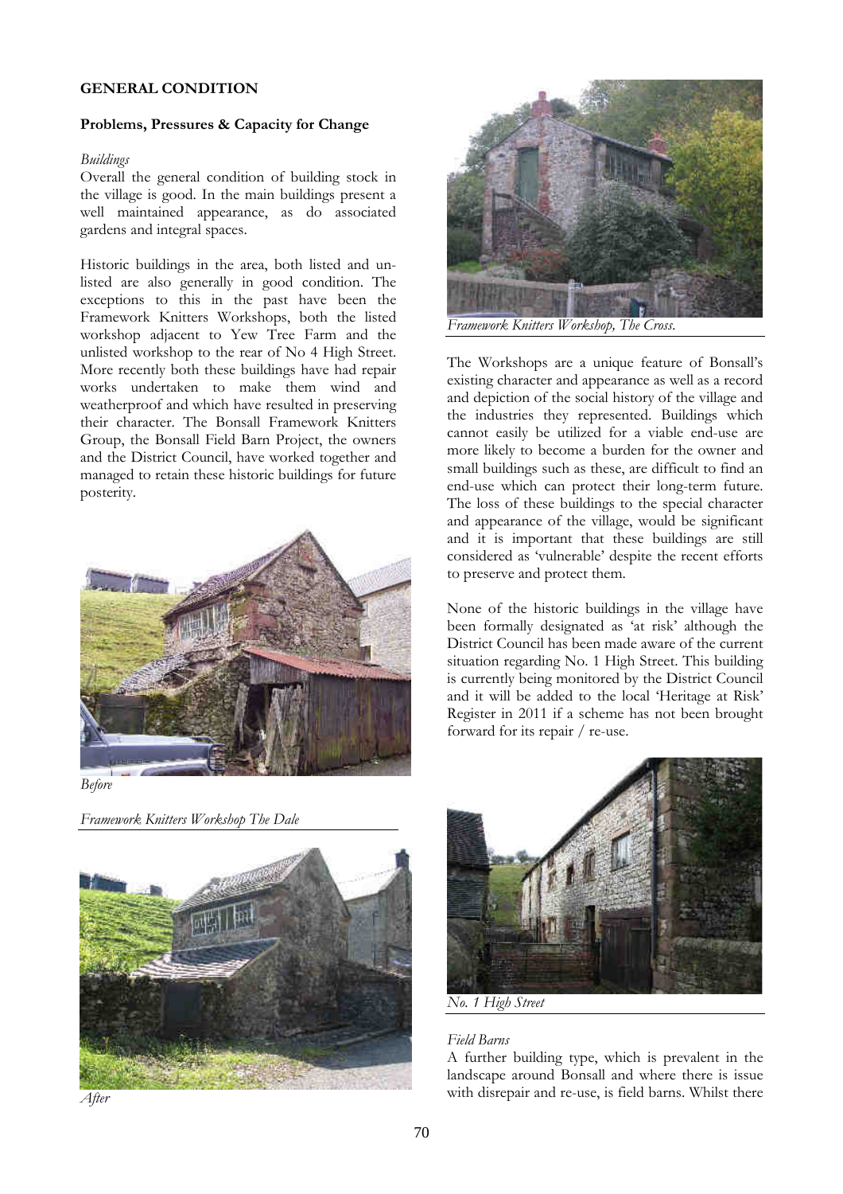## GENERAL CONDITION

### Problems, Pressures & Capacity for Change

*Buildings*

Overall the general condition of building stock in the village is good. In the main buildings present a well maintained appearance, as do associated gardens and integral spaces.

Historic buildings in the area, both listed and un-listed are also generally in good condition. The exceptions to this in the past have been the Framework Knitters Workshops, both the listed workshop adjacent to Yew Tree Farm and the unlisted workshop to the rear of No 4 High Street. More recently both these buildings have had repair works undertaken to make them wind and weatherproof and which have resulted in preserving their character. The Bonsall Framework Knitters Group, the Bonsall Field Barn Project, the owners and the District Council, have worked together and managed to retain these historic buildings for future posterity.

*Before*

*Framework Knitters Workshop The Dale*

*After*

*Framework Knitters Workshop, The Cross.*

The Workshops are a unique feature of Bonsall's existing character and appearance as well as a record and depiction of the social history of the village and the industries they represented. Buildings which cannot easily be utilized for a viable end-use are more likely to become a burden for the owner and small buildings such as these, are difficult to find an end-use which can protect their long-term future. The loss of these buildings to the special character and appearance of the village, would be significant and it is important that these buildings are still considered as 'vulnerable' despite the recent efforts to preserve and protect them.

None of the historic buildings in the village have been formally designated as 'at risk' although the District Council has been made aware of the current situation regarding No. 1 High Street. This building is currently being monitored by the District Council and it will be added to the local 'Heritage at Risk' Register in 2011 if a scheme has not been brought forward for its repair / re-use.

*No. 1 High Street*

*Field Barns*

A further building type, which is prevalent in the landscape around Bonsall and where there is issue with disrepair and re-use, is field barns. Whilst there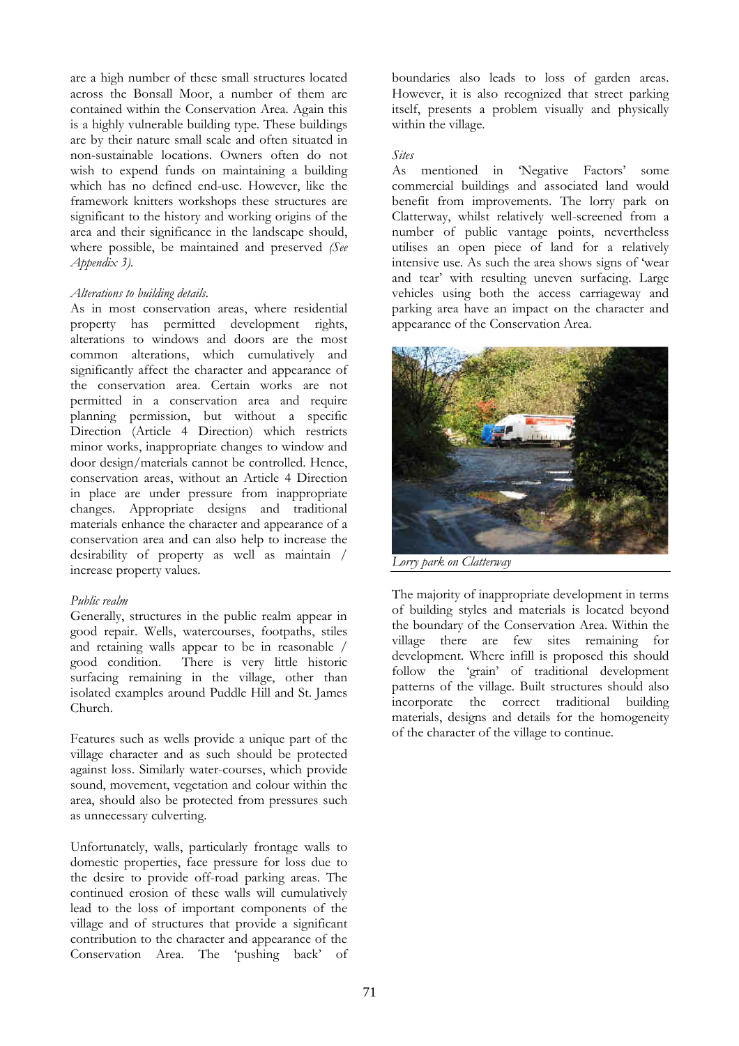are a high number of these small structures located across the Bonsall Moor, a number of them are contained within the Conservation Area. Again this is a highly vulnerable building type. These buildings are by their nature small scale and often situated in non-sustainable locations. Owners often do not wish to expend funds on maintaining a building which has no defined end-use. However, like the framework knitters workshops these structures are significant to the history and working origins of the area and their significance in the landscape should, where possible, be maintained and preserved *(See Appendix 3).*

*Alterations to building details.*

As in most conservation areas, where residential property has permitted development rights, alterations to windows and doors are the most common alterations, which cumulatively and significantly affect the character and appearance of the conservation area. Certain works are not permitted in a conservation area and require planning permission, but without a specific Direction (Article 4 Direction) which restricts minor works, inappropriate changes to window and door design/materials cannot be controlled. Hence, conservation areas, without an Article 4 Direction in place are under pressure from inappropriate changes. Appropriate designs and traditional materials enhance the character and appearance of a conservation area and can also help to increase the desirability of property as well as maintain / increase property values.

*Public realm*

Generally, structures in the public realm appear in good repair. Wells, watercourses, footpaths, stiles and retaining walls appear to be in reasonable / good condition. There is very little historic surfacing remaining in the village, other than isolated examples around Puddle Hill and St. James Church.

Features such as wells provide a unique part of the village character and as such should be protected against loss. Similarly water-courses, which provide sound, movement, vegetation and colour within the area, should also be protected from pressures such as unnecessary culverting.

Unfortunately, walls, particularly frontage walls to domestic properties, face pressure for loss due to the desire to provide off-road parking areas. The continued erosion of these walls will cumulatively lead to the loss of important components of the village and of structures that provide a significant contribution to the character and appearance of the Conservation Area. The 'pushing back' of boundaries also leads to loss of garden areas. However, it is also recognized that street parking itself, presents a problem visually and physically within the village.

*Sites*

As mentioned in 'Negative Factors' some commercial buildings and associated land would benefit from improvements. The lorry park on Clatterway, whilst relatively well-screened from a number of public vantage points, nevertheless utilises an open piece of land for a relatively intensive use. As such the area shows signs of 'wear and tear' with resulting uneven surfacing. Large vehicles using both the access carriageway and parking area have an impact on the character and appearance of the Conservation Area.

*Lorry park on Clatterway*

The majority of inappropriate development in terms of building styles and materials is located beyond the boundary of the Conservation Area. Within the village there are few sites remaining for development. Where infill is proposed this should follow the 'grain' of traditional development patterns of the village. Built structures should also incorporate the correct traditional building materials, designs and details for the homogeneity of the character of the village to continue.